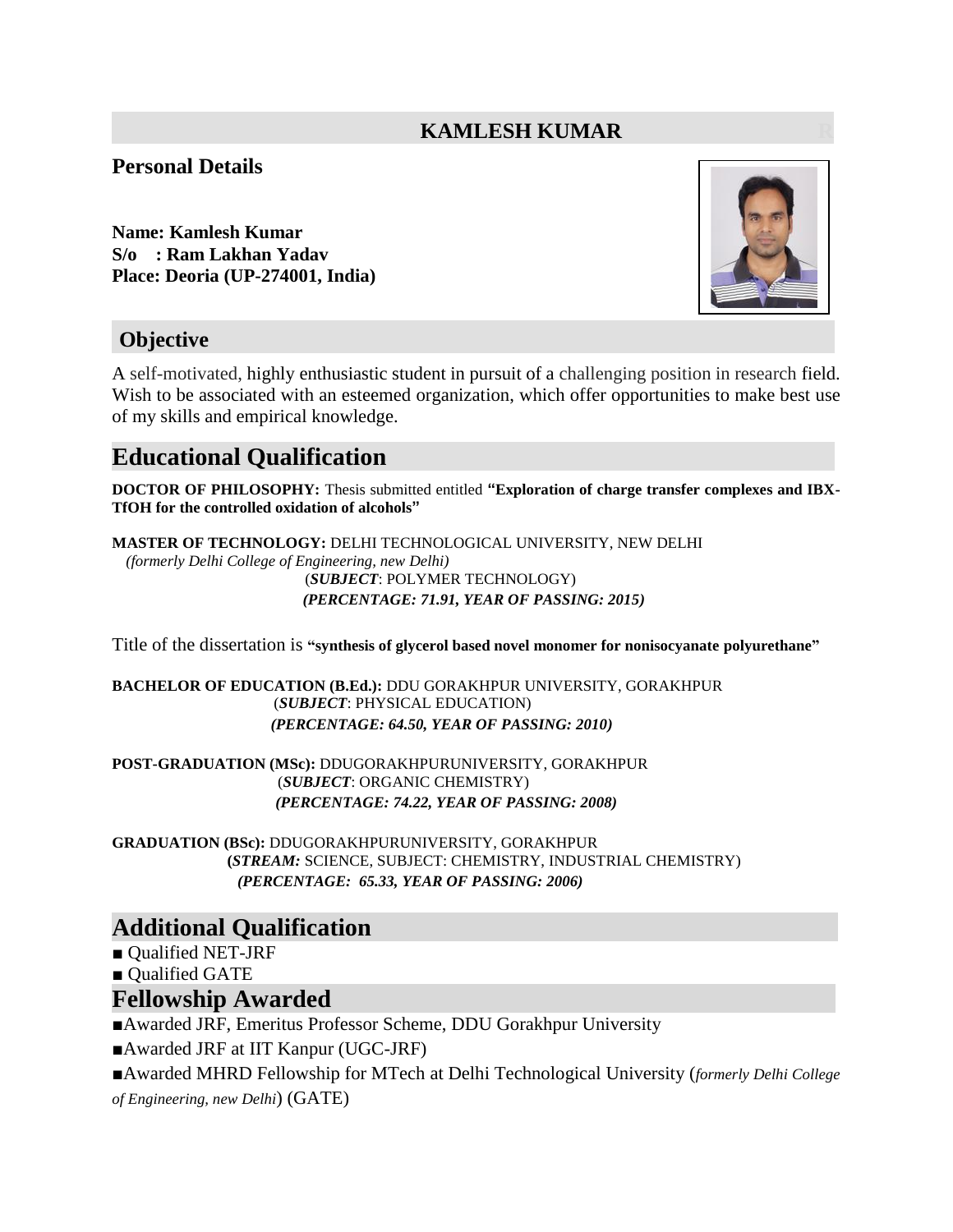# KAMLESH KUMAR

## Personal Details

**Name: Kamlesh Kumar**
**S/o : Ram Lakhan Yadav**
**Place: Deoria (UP-274001, India)**

## Objective

A self-motivated, highly enthusiastic student in pursuit of a challenging position in research field. Wish to be associated with an esteemed organization, which offer opportunities to make best use of my skills and empirical knowledge.

## Educational Qualification

**DOCTOR OF PHILOSOPHY:** Thesis submitted entitled **"Exploration of charge transfer complexes and IBX-TfOH for the controlled oxidation of alcohols"**

**MASTER OF TECHNOLOGY:** DELHI TECHNOLOGICAL UNIVERSITY, NEW DELHI
*(formerly Delhi College of Engineering, new Delhi)*
(***SUBJECT***: POLYMER TECHNOLOGY)
***(PERCENTAGE: 71.91, YEAR OF PASSING: 2015)***

Title of the dissertation is **"synthesis of glycerol based novel monomer for nonisocyanate polyurethane"**

**BACHELOR OF EDUCATION (B.Ed.):** DDU GORAKHPUR UNIVERSITY, GORAKHPUR
(***SUBJECT***: PHYSICAL EDUCATION)
***(PERCENTAGE: 64.50, YEAR OF PASSING: 2010)***

**POST-GRADUATION (MSc):** DDUGORAKHPURUNIVERSITY, GORAKHPUR
(***SUBJECT***: ORGANIC CHEMISTRY)
***(PERCENTAGE: 74.22, YEAR OF PASSING: 2008)***

**GRADUATION (BSc):** DDUGORAKHPURUNIVERSITY, GORAKHPUR
**(*STREAM:*** SCIENCE, SUBJECT: CHEMISTRY, INDUSTRIAL CHEMISTRY)
***(PERCENTAGE: 65.33, YEAR OF PASSING: 2006)***

## Additional Qualification

- Qualified NET-JRF
- Qualified GATE

## Fellowship Awarded

- Awarded JRF, Emeritus Professor Scheme, DDU Gorakhpur University
- Awarded JRF at IIT Kanpur (UGC-JRF)
- Awarded MHRD Fellowship for MTech at Delhi Technological University (*formerly Delhi College of Engineering, new Delhi*) (GATE)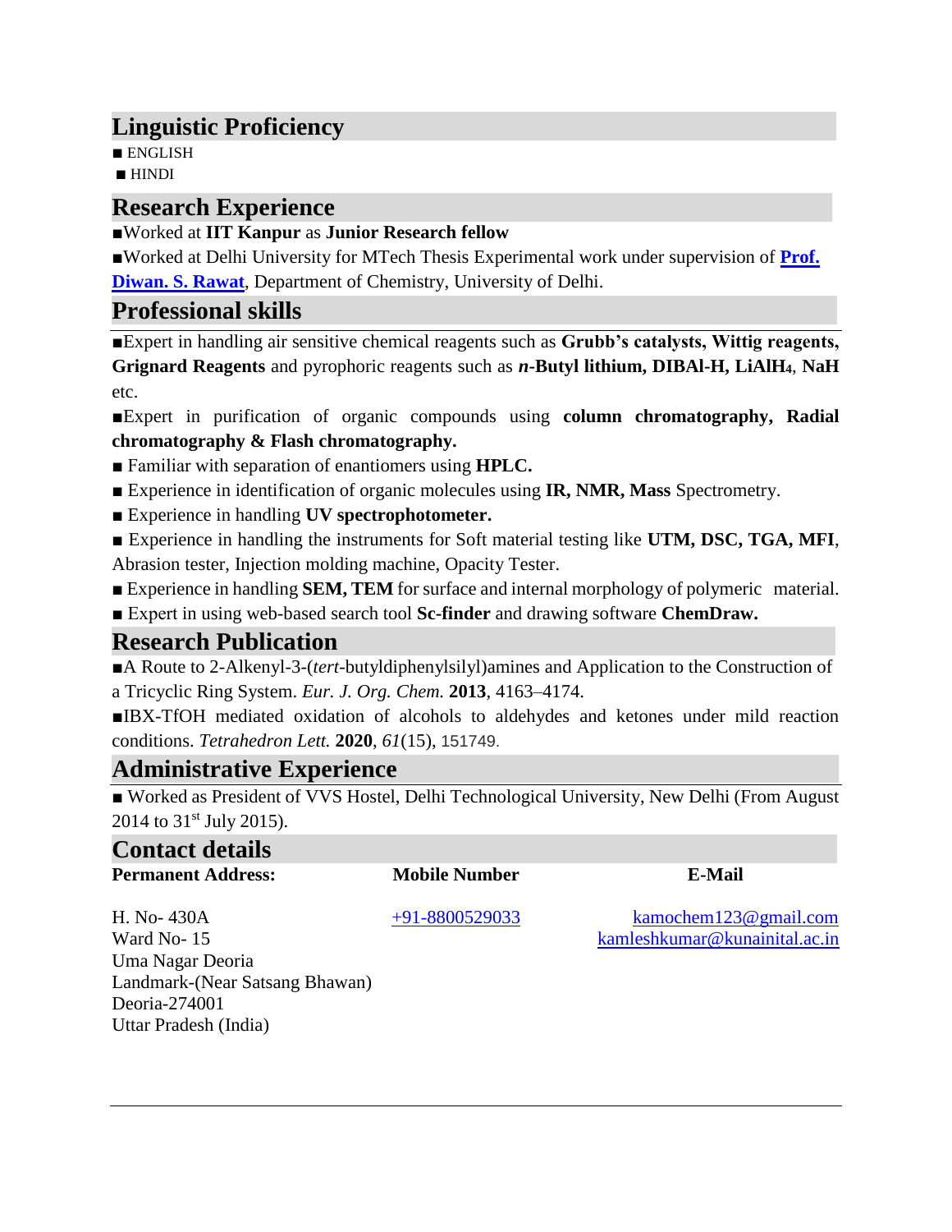## Linguistic Proficiency

- ENGLISH
- HINDI

## Research Experience

- Worked at **IIT Kanpur** as **Junior Research fellow**
- Worked at Delhi University for MTech Thesis Experimental work under supervision of **Prof. Diwan. S. Rawat**, Department of Chemistry, University of Delhi.

## Professional skills

- Expert in handling air sensitive chemical reagents such as **Grubb's catalysts, Wittig reagents, Grignard Reagents** and pyrophoric reagents such as ***n*-Butyl lithium, DIBAl-H, $LiAlH_4$**, **NaH** etc.
- Expert in purification of organic compounds using **column chromatography, Radial chromatography & Flash chromatography.**
- Familiar with separation of enantiomers using **HPLC.**
- Experience in identification of organic molecules using **IR, NMR, Mass** Spectrometry.
- Experience in handling **UV spectrophotometer.**
- Experience in handling the instruments for Soft material testing like **UTM, DSC, TGA, MFI**, Abrasion tester, Injection molding machine, Opacity Tester.
- Experience in handling **SEM, TEM** for surface and internal morphology of polymeric material.
- Expert in using web-based search tool **Sc-finder** and drawing software **ChemDraw.**

## Research Publication

- A Route to 2-Alkenyl-3-(*tert*-butyldiphenylsilyl)amines and Application to the Construction of a Tricyclic Ring System. *Eur. J. Org. Chem.* **2013**, 4163–4174.
- IBX-TfOH mediated oxidation of alcohols to aldehydes and ketones under mild reaction conditions. *Tetrahedron Lett.* **2020**, *61*(15), 151749.

## Administrative Experience

- Worked as President of VVS Hostel, Delhi Technological University, New Delhi (From August 2014 to 31st July 2015).

## Contact details

| **Permanent Address:** | **Mobile Number** | **E-Mail** |
|---|---|---|
| H. No- 430A<br>Ward No- 15<br>Uma Nagar Deoria<br>Landmark-(Near Satsang Bhawan)<br>Deoria-274001<br>Uttar Pradesh (India) | +91-8800529033 | kamochem123@gmail.com<br>kamleshkumar@kunainital.ac.in |